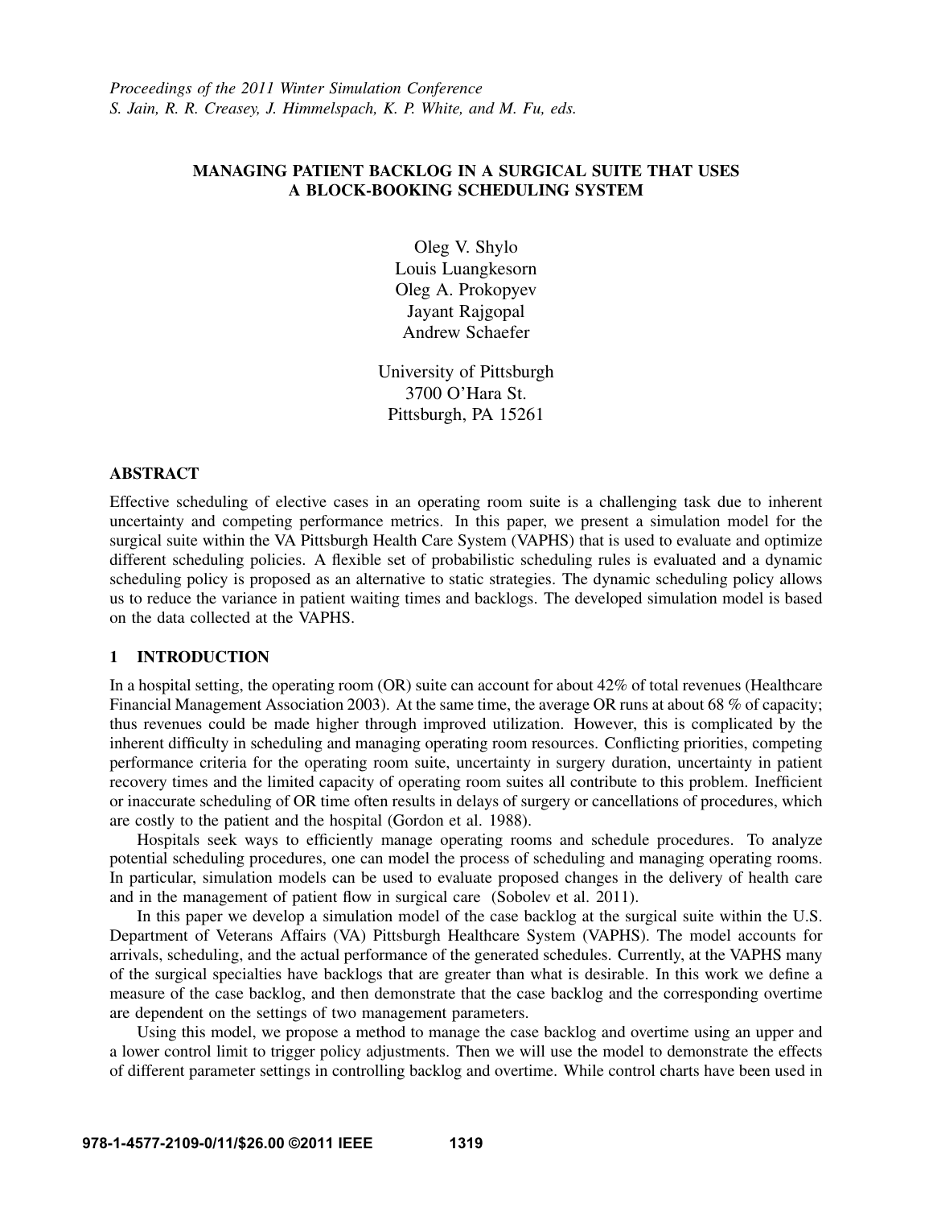*Proceedings of the 2011 Winter Simulation Conference*
*S. Jain, R. R. Creasey, J. Himmelspach, K. P. White, and M. Fu, eds.*

# MANAGING PATIENT BACKLOG IN A SURGICAL SUITE THAT USES A BLOCK-BOOKING SCHEDULING SYSTEM

Oleg V. Shylo
Louis Luangkesorn
Oleg A. Prokopyev
Jayant Rajgopal
Andrew Schaefer

University of Pittsburgh
3700 O'Hara St.
Pittsburgh, PA 15261

## ABSTRACT

Effective scheduling of elective cases in an operating room suite is a challenging task due to inherent uncertainty and competing performance metrics. In this paper, we present a simulation model for the surgical suite within the VA Pittsburgh Health Care System (VAPHS) that is used to evaluate and optimize different scheduling policies. A flexible set of probabilistic scheduling rules is evaluated and a dynamic scheduling policy is proposed as an alternative to static strategies. The dynamic scheduling policy allows us to reduce the variance in patient waiting times and backlogs. The developed simulation model is based on the data collected at the VAPHS.

## 1 INTRODUCTION

In a hospital setting, the operating room (OR) suite can account for about 42% of total revenues (Healthcare Financial Management Association 2003). At the same time, the average OR runs at about 68 % of capacity; thus revenues could be made higher through improved utilization. However, this is complicated by the inherent difficulty in scheduling and managing operating room resources. Conflicting priorities, competing performance criteria for the operating room suite, uncertainty in surgery duration, uncertainty in patient recovery times and the limited capacity of operating room suites all contribute to this problem. Inefficient or inaccurate scheduling of OR time often results in delays of surgery or cancellations of procedures, which are costly to the patient and the hospital (Gordon et al. 1988).

Hospitals seek ways to efficiently manage operating rooms and schedule procedures. To analyze potential scheduling procedures, one can model the process of scheduling and managing operating rooms. In particular, simulation models can be used to evaluate proposed changes in the delivery of health care and in the management of patient flow in surgical care (Sobolev et al. 2011).

In this paper we develop a simulation model of the case backlog at the surgical suite within the U.S. Department of Veterans Affairs (VA) Pittsburgh Healthcare System (VAPHS). The model accounts for arrivals, scheduling, and the actual performance of the generated schedules. Currently, at the VAPHS many of the surgical specialties have backlogs that are greater than what is desirable. In this work we define a measure of the case backlog, and then demonstrate that the case backlog and the corresponding overtime are dependent on the settings of two management parameters.

Using this model, we propose a method to manage the case backlog and overtime using an upper and a lower control limit to trigger policy adjustments. Then we will use the model to demonstrate the effects of different parameter settings in controlling backlog and overtime. While control charts have been used in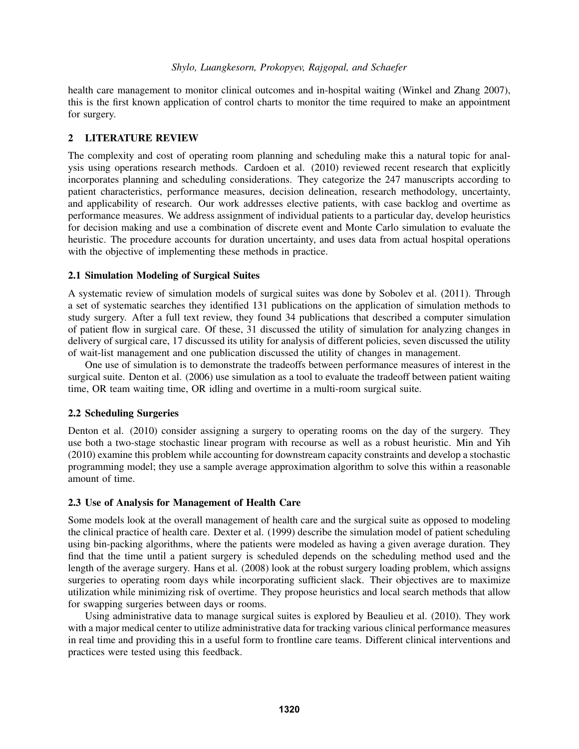health care management to monitor clinical outcomes and in-hospital waiting (Winkel and Zhang 2007), this is the first known application of control charts to monitor the time required to make an appointment for surgery.

## 2 LITERATURE REVIEW

The complexity and cost of operating room planning and scheduling make this a natural topic for analysis using operations research methods. Cardoen et al. (2010) reviewed recent research that explicitly incorporates planning and scheduling considerations. They categorize the 247 manuscripts according to patient characteristics, performance measures, decision delineation, research methodology, uncertainty, and applicability of research. Our work addresses elective patients, with case backlog and overtime as performance measures. We address assignment of individual patients to a particular day, develop heuristics for decision making and use a combination of discrete event and Monte Carlo simulation to evaluate the heuristic. The procedure accounts for duration uncertainty, and uses data from actual hospital operations with the objective of implementing these methods in practice.

### 2.1 Simulation Modeling of Surgical Suites

A systematic review of simulation models of surgical suites was done by Sobolev et al. (2011). Through a set of systematic searches they identified 131 publications on the application of simulation methods to study surgery. After a full text review, they found 34 publications that described a computer simulation of patient flow in surgical care. Of these, 31 discussed the utility of simulation for analyzing changes in delivery of surgical care, 17 discussed its utility for analysis of different policies, seven discussed the utility of wait-list management and one publication discussed the utility of changes in management.

One use of simulation is to demonstrate the tradeoffs between performance measures of interest in the surgical suite. Denton et al. (2006) use simulation as a tool to evaluate the tradeoff between patient waiting time, OR team waiting time, OR idling and overtime in a multi-room surgical suite.

### 2.2 Scheduling Surgeries

Denton et al. (2010) consider assigning a surgery to operating rooms on the day of the surgery. They use both a two-stage stochastic linear program with recourse as well as a robust heuristic. Min and Yih (2010) examine this problem while accounting for downstream capacity constraints and develop a stochastic programming model; they use a sample average approximation algorithm to solve this within a reasonable amount of time.

### 2.3 Use of Analysis for Management of Health Care

Some models look at the overall management of health care and the surgical suite as opposed to modeling the clinical practice of health care. Dexter et al. (1999) describe the simulation model of patient scheduling using bin-packing algorithms, where the patients were modeled as having a given average duration. They find that the time until a patient surgery is scheduled depends on the scheduling method used and the length of the average surgery. Hans et al. (2008) look at the robust surgery loading problem, which assigns surgeries to operating room days while incorporating sufficient slack. Their objectives are to maximize utilization while minimizing risk of overtime. They propose heuristics and local search methods that allow for swapping surgeries between days or rooms.

Using administrative data to manage surgical suites is explored by Beaulieu et al. (2010). They work with a major medical center to utilize administrative data for tracking various clinical performance measures in real time and providing this in a useful form to frontline care teams. Different clinical interventions and practices were tested using this feedback.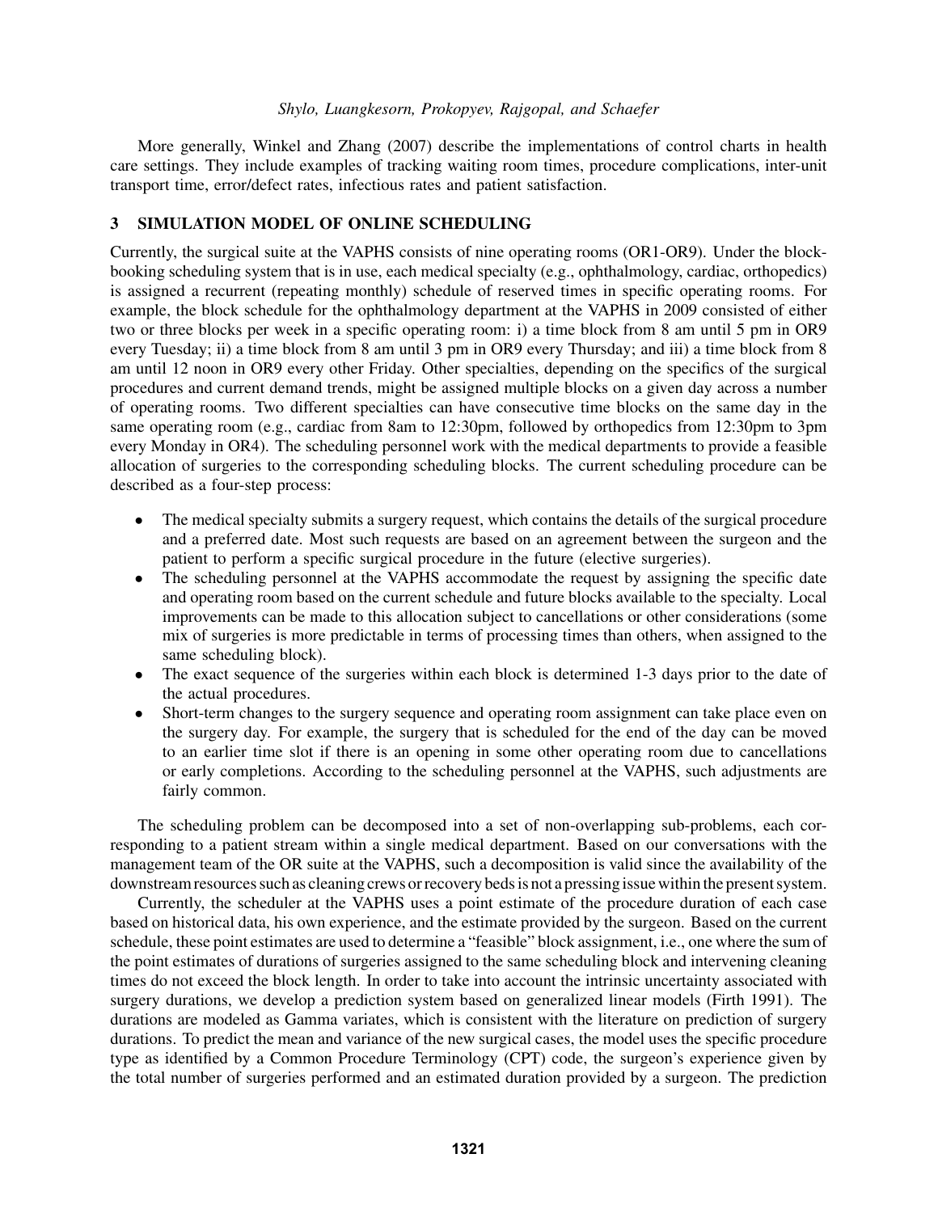More generally, Winkel and Zhang (2007) describe the implementations of control charts in health care settings. They include examples of tracking waiting room times, procedure complications, inter-unit transport time, error/defect rates, infectious rates and patient satisfaction.

## 3 SIMULATION MODEL OF ONLINE SCHEDULING

Currently, the surgical suite at the VAPHS consists of nine operating rooms (OR1-OR9). Under the block-booking scheduling system that is in use, each medical specialty (e.g., ophthalmology, cardiac, orthopedics) is assigned a recurrent (repeating monthly) schedule of reserved times in specific operating rooms. For example, the block schedule for the ophthalmology department at the VAPHS in 2009 consisted of either two or three blocks per week in a specific operating room: i) a time block from 8 am until 5 pm in OR9 every Tuesday; ii) a time block from 8 am until 3 pm in OR9 every Thursday; and iii) a time block from 8 am until 12 noon in OR9 every other Friday. Other specialties, depending on the specifics of the surgical procedures and current demand trends, might be assigned multiple blocks on a given day across a number of operating rooms. Two different specialties can have consecutive time blocks on the same day in the same operating room (e.g., cardiac from 8am to 12:30pm, followed by orthopedics from 12:30pm to 3pm every Monday in OR4). The scheduling personnel work with the medical departments to provide a feasible allocation of surgeries to the corresponding scheduling blocks. The current scheduling procedure can be described as a four-step process:

- The medical specialty submits a surgery request, which contains the details of the surgical procedure and a preferred date. Most such requests are based on an agreement between the surgeon and the patient to perform a specific surgical procedure in the future (elective surgeries).
- The scheduling personnel at the VAPHS accommodate the request by assigning the specific date and operating room based on the current schedule and future blocks available to the specialty. Local improvements can be made to this allocation subject to cancellations or other considerations (some mix of surgeries is more predictable in terms of processing times than others, when assigned to the same scheduling block).
- The exact sequence of the surgeries within each block is determined 1-3 days prior to the date of the actual procedures.
- Short-term changes to the surgery sequence and operating room assignment can take place even on the surgery day. For example, the surgery that is scheduled for the end of the day can be moved to an earlier time slot if there is an opening in some other operating room due to cancellations or early completions. According to the scheduling personnel at the VAPHS, such adjustments are fairly common.

The scheduling problem can be decomposed into a set of non-overlapping sub-problems, each corresponding to a patient stream within a single medical department. Based on our conversations with the management team of the OR suite at the VAPHS, such a decomposition is valid since the availability of the downstream resources such as cleaning crews or recovery beds is not a pressing issue within the present system.

Currently, the scheduler at the VAPHS uses a point estimate of the procedure duration of each case based on historical data, his own experience, and the estimate provided by the surgeon. Based on the current schedule, these point estimates are used to determine a "feasible" block assignment, i.e., one where the sum of the point estimates of durations of surgeries assigned to the same scheduling block and intervening cleaning times do not exceed the block length. In order to take into account the intrinsic uncertainty associated with surgery durations, we develop a prediction system based on generalized linear models (Firth 1991). The durations are modeled as Gamma variates, which is consistent with the literature on prediction of surgery durations. To predict the mean and variance of the new surgical cases, the model uses the specific procedure type as identified by a Common Procedure Terminology (CPT) code, the surgeon's experience given by the total number of surgeries performed and an estimated duration provided by a surgeon. The prediction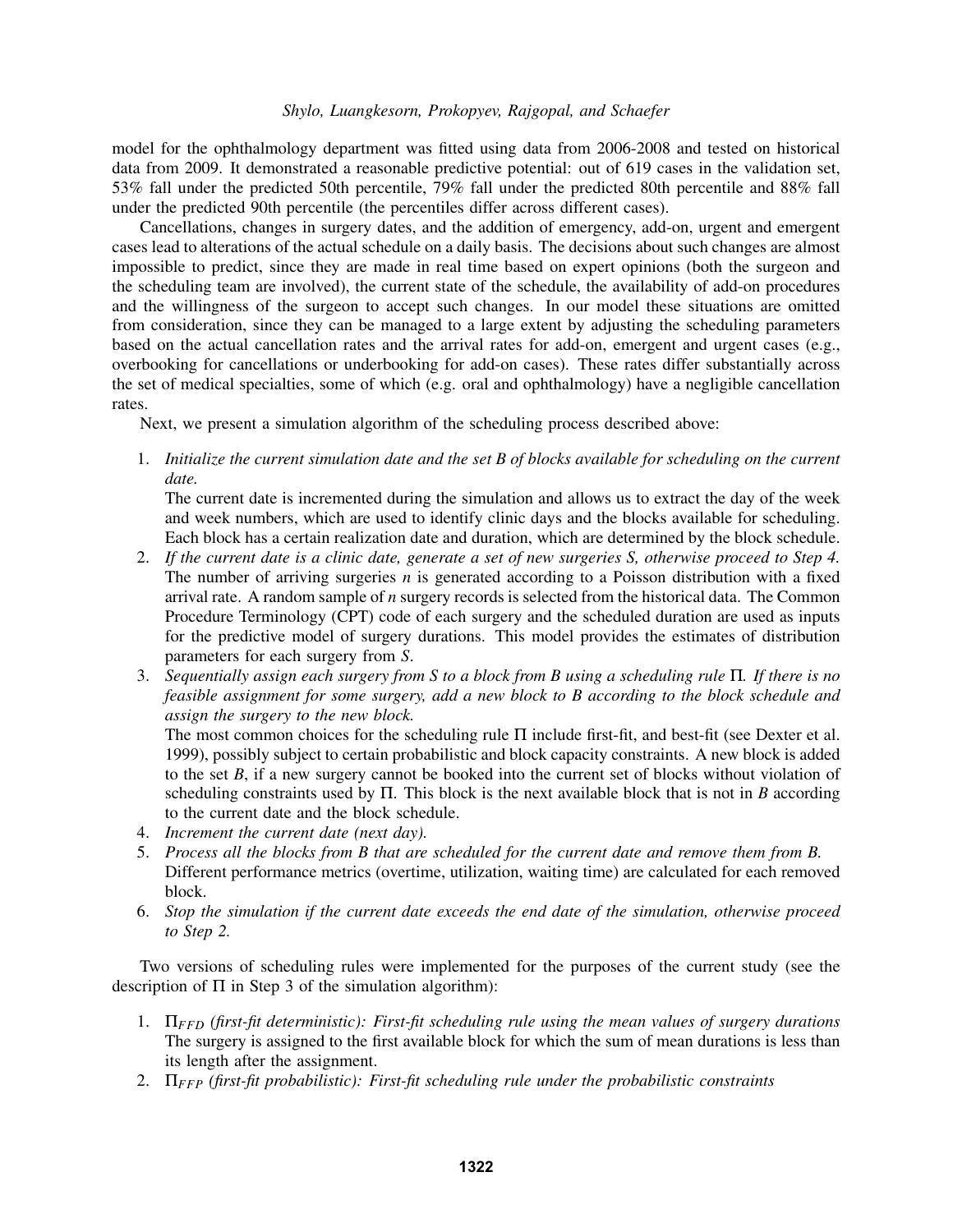model for the ophthalmology department was fitted using data from 2006-2008 and tested on historical data from 2009. It demonstrated a reasonable predictive potential: out of 619 cases in the validation set, 53% fall under the predicted 50th percentile, 79% fall under the predicted 80th percentile and 88% fall under the predicted 90th percentile (the percentiles differ across different cases).

Cancellations, changes in surgery dates, and the addition of emergency, add-on, urgent and emergent cases lead to alterations of the actual schedule on a daily basis. The decisions about such changes are almost impossible to predict, since they are made in real time based on expert opinions (both the surgeon and the scheduling team are involved), the current state of the schedule, the availability of add-on procedures and the willingness of the surgeon to accept such changes. In our model these situations are omitted from consideration, since they can be managed to a large extent by adjusting the scheduling parameters based on the actual cancellation rates and the arrival rates for add-on, emergent and urgent cases (e.g., overbooking for cancellations or underbooking for add-on cases). These rates differ substantially across the set of medical specialties, some of which (e.g. oral and ophthalmology) have a negligible cancellation rates.

Next, we present a simulation algorithm of the scheduling process described above:

1. *Initialize the current simulation date and the set $B$ of blocks available for scheduling on the current date.*
   The current date is incremented during the simulation and allows us to extract the day of the week and week numbers, which are used to identify clinic days and the blocks available for scheduling. Each block has a certain realization date and duration, which are determined by the block schedule.
2. *If the current date is a clinic date, generate a set of new surgeries $S$, otherwise proceed to Step 4.*
   The number of arriving surgeries $n$ is generated according to a Poisson distribution with a fixed arrival rate. A random sample of $n$ surgery records is selected from the historical data. The Common Procedure Terminology (CPT) code of each surgery and the scheduled duration are used as inputs for the predictive model of surgery durations. This model provides the estimates of distribution parameters for each surgery from $S$.
3. *Sequentially assign each surgery from $S$ to a block from $B$ using a scheduling rule $\Pi$. If there is no feasible assignment for some surgery, add a new block to $B$ according to the block schedule and assign the surgery to the new block.*
   The most common choices for the scheduling rule $\Pi$ include first-fit, and best-fit (see Dexter et al. 1999), possibly subject to certain probabilistic and block capacity constraints. A new block is added to the set $B$, if a new surgery cannot be booked into the current set of blocks without violation of scheduling constraints used by $\Pi$. This block is the next available block that is not in $B$ according to the current date and the block schedule.
4. *Increment the current date (next day).*
5. *Process all the blocks from $B$ that are scheduled for the current date and remove them from $B$.*
   Different performance metrics (overtime, utilization, waiting time) are calculated for each removed block.
6. *Stop the simulation if the current date exceeds the end date of the simulation, otherwise proceed to Step 2.*

Two versions of scheduling rules were implemented for the purposes of the current study (see the description of $\Pi$ in Step 3 of the simulation algorithm):

1. $\Pi_{FFD}$ *(first-fit deterministic): First-fit scheduling rule using the mean values of surgery durations*
   The surgery is assigned to the first available block for which the sum of mean durations is less than its length after the assignment.
2. $\Pi_{FFP}$ *(first-fit probabilistic): First-fit scheduling rule under the probabilistic constraints*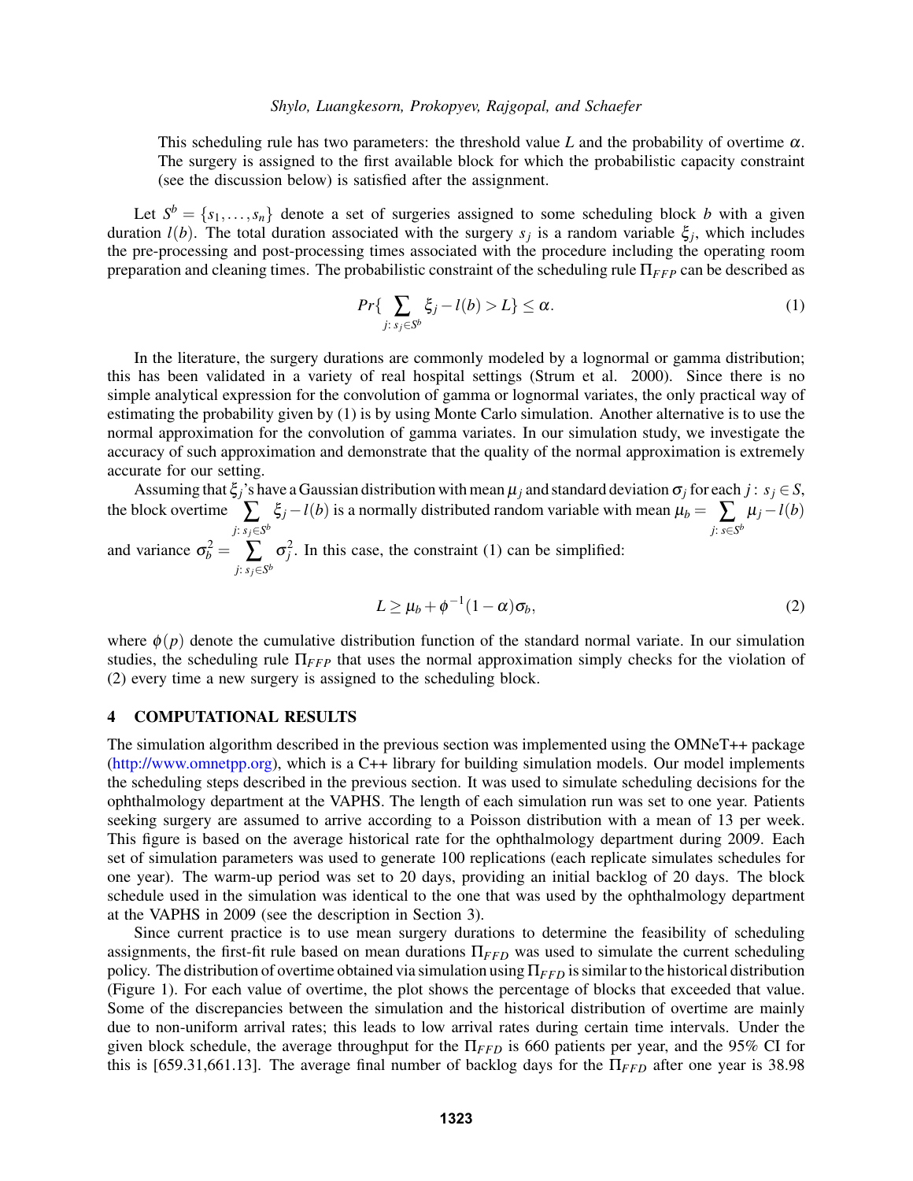This scheduling rule has two parameters: the threshold value $L$ and the probability of overtime $\alpha$. The surgery is assigned to the first available block for which the probabilistic capacity constraint (see the discussion below) is satisfied after the assignment.

Let $S^b = \{s_1, \ldots, s_n\}$ denote a set of surgeries assigned to some scheduling block $b$ with a given duration $l(b)$. The total duration associated with the surgery $s_j$ is a random variable $\xi_j$, which includes the pre-processing and post-processing times associated with the procedure including the operating room preparation and cleaning times. The probabilistic constraint of the scheduling rule $\Pi_{FFP}$ can be described as

$$Pr\{\sum_{j:\, s_j \in S^b} \xi_j - l(b) > L\} \leq \alpha. \tag{1}$$

In the literature, the surgery durations are commonly modeled by a lognormal or gamma distribution; this has been validated in a variety of real hospital settings (Strum et al. 2000). Since there is no simple analytical expression for the convolution of gamma or lognormal variates, the only practical way of estimating the probability given by (1) is by using Monte Carlo simulation. Another alternative is to use the normal approximation for the convolution of gamma variates. In our simulation study, we investigate the accuracy of such approximation and demonstrate that the quality of the normal approximation is extremely accurate for our setting.

Assuming that $\xi_j$'s have a Gaussian distribution with mean $\mu_j$ and standard deviation $\sigma_j$ for each $j:\, s_j \in S$, the block overtime $\sum_{j:\, s_j \in S^b} \xi_j - l(b)$ is a normally distributed random variable with mean $\mu_b = \sum_{j:\, s \in S^b} \mu_j - l(b)$ and variance $\sigma_b^2 = \sum_{j:\, s_j \in S^b} \sigma_j^2$. In this case, the constraint (1) can be simplified:

$$L \geq \mu_b + \phi^{-1}(1-\alpha)\sigma_b, \tag{2}$$

where $\phi(p)$ denote the cumulative distribution function of the standard normal variate. In our simulation studies, the scheduling rule $\Pi_{FFP}$ that uses the normal approximation simply checks for the violation of (2) every time a new surgery is assigned to the scheduling block.

## 4 COMPUTATIONAL RESULTS

The simulation algorithm described in the previous section was implemented using the OMNeT++ package (http://www.omnetpp.org), which is a C++ library for building simulation models. Our model implements the scheduling steps described in the previous section. It was used to simulate scheduling decisions for the ophthalmology department at the VAPHS. The length of each simulation run was set to one year. Patients seeking surgery are assumed to arrive according to a Poisson distribution with a mean of 13 per week. This figure is based on the average historical rate for the ophthalmology department during 2009. Each set of simulation parameters was used to generate 100 replications (each replicate simulates schedules for one year). The warm-up period was set to 20 days, providing an initial backlog of 20 days. The block schedule used in the simulation was identical to the one that was used by the ophthalmology department at the VAPHS in 2009 (see the description in Section 3).

Since current practice is to use mean surgery durations to determine the feasibility of scheduling assignments, the first-fit rule based on mean durations $\Pi_{FFD}$ was used to simulate the current scheduling policy. The distribution of overtime obtained via simulation using $\Pi_{FFD}$ is similar to the historical distribution (Figure 1). For each value of overtime, the plot shows the percentage of blocks that exceeded that value. Some of the discrepancies between the simulation and the historical distribution of overtime are mainly due to non-uniform arrival rates; this leads to low arrival rates during certain time intervals. Under the given block schedule, the average throughput for the $\Pi_{FFD}$ is 660 patients per year, and the 95% CI for this is [659.31,661.13]. The average final number of backlog days for the $\Pi_{FFD}$ after one year is 38.98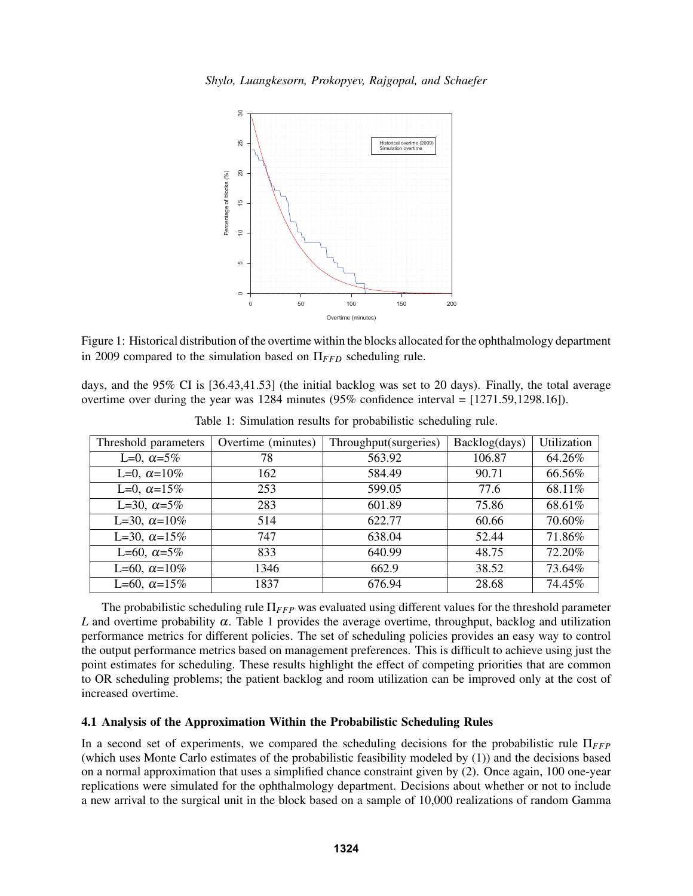Figure 1: Historical distribution of the overtime within the blocks allocated for the ophthalmology department in 2009 compared to the simulation based on $\Pi_{FFD}$ scheduling rule.

days, and the 95% CI is [36.43,41.53] (the initial backlog was set to 20 days). Finally, the total average overtime over during the year was 1284 minutes (95% confidence interval = [1271.59,1298.16]).

Table 1: Simulation results for probabilistic scheduling rule.

| Threshold parameters | Overtime (minutes) | Throughput(surgeries) | Backlog(days) | Utilization |
|---|---|---|---|---|
| L=0, $\alpha$=5% | 78 | 563.92 | 106.87 | 64.26% |
| L=0, $\alpha$=10% | 162 | 584.49 | 90.71 | 66.56% |
| L=0, $\alpha$=15% | 253 | 599.05 | 77.6 | 68.11% |
| L=30, $\alpha$=5% | 283 | 601.89 | 75.86 | 68.61% |
| L=30, $\alpha$=10% | 514 | 622.77 | 60.66 | 70.60% |
| L=30, $\alpha$=15% | 747 | 638.04 | 52.44 | 71.86% |
| L=60, $\alpha$=5% | 833 | 640.99 | 48.75 | 72.20% |
| L=60, $\alpha$=10% | 1346 | 662.9 | 38.52 | 73.64% |
| L=60, $\alpha$=15% | 1837 | 676.94 | 28.68 | 74.45% |

The probabilistic scheduling rule $\Pi_{FFP}$ was evaluated using different values for the threshold parameter $L$ and overtime probability $\alpha$. Table 1 provides the average overtime, throughput, backlog and utilization performance metrics for different policies. The set of scheduling policies provides an easy way to control the output performance metrics based on management preferences. This is difficult to achieve using just the point estimates for scheduling. These results highlight the effect of competing priorities that are common to OR scheduling problems; the patient backlog and room utilization can be improved only at the cost of increased overtime.

### 4.1 Analysis of the Approximation Within the Probabilistic Scheduling Rules

In a second set of experiments, we compared the scheduling decisions for the probabilistic rule $\Pi_{FFP}$ (which uses Monte Carlo estimates of the probabilistic feasibility modeled by (1)) and the decisions based on a normal approximation that uses a simplified chance constraint given by (2). Once again, 100 one-year replications were simulated for the ophthalmology department. Decisions about whether or not to include a new arrival to the surgical unit in the block based on a sample of 10,000 realizations of random Gamma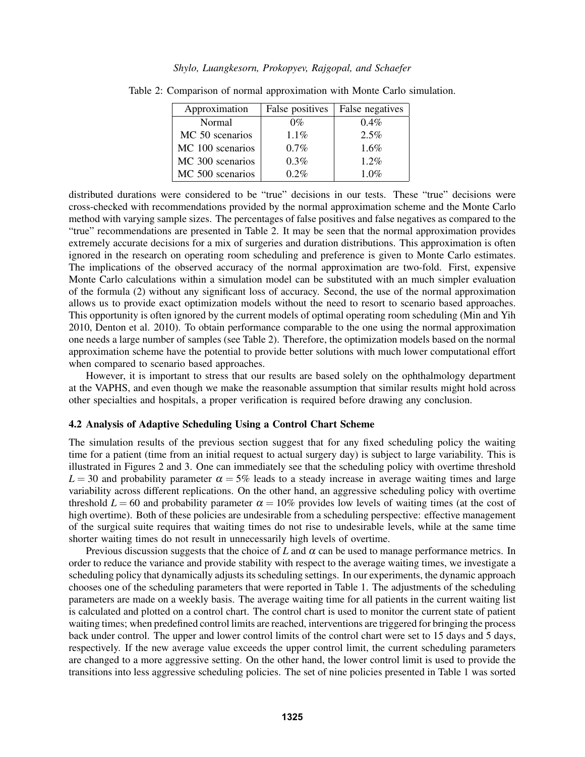Table 2: Comparison of normal approximation with Monte Carlo simulation.

| Approximation | False positives | False negatives |
|---|---|---|
| Normal | 0% | 0.4% |
| MC 50 scenarios | 1.1% | 2.5% |
| MC 100 scenarios | 0.7% | 1.6% |
| MC 300 scenarios | 0.3% | 1.2% |
| MC 500 scenarios | 0.2% | 1.0% |

distributed durations were considered to be "true" decisions in our tests. These "true" decisions were cross-checked with recommendations provided by the normal approximation scheme and the Monte Carlo method with varying sample sizes. The percentages of false positives and false negatives as compared to the "true" recommendations are presented in Table 2. It may be seen that the normal approximation provides extremely accurate decisions for a mix of surgeries and duration distributions. This approximation is often ignored in the research on operating room scheduling and preference is given to Monte Carlo estimates. The implications of the observed accuracy of the normal approximation are two-fold. First, expensive Monte Carlo calculations within a simulation model can be substituted with an much simpler evaluation of the formula (2) without any significant loss of accuracy. Second, the use of the normal approximation allows us to provide exact optimization models without the need to resort to scenario based approaches. This opportunity is often ignored by the current models of optimal operating room scheduling (Min and Yih 2010, Denton et al. 2010). To obtain performance comparable to the one using the normal approximation one needs a large number of samples (see Table 2). Therefore, the optimization models based on the normal approximation scheme have the potential to provide better solutions with much lower computational effort when compared to scenario based approaches.

However, it is important to stress that our results are based solely on the ophthalmology department at the VAPHS, and even though we make the reasonable assumption that similar results might hold across other specialties and hospitals, a proper verification is required before drawing any conclusion.

### 4.2 Analysis of Adaptive Scheduling Using a Control Chart Scheme

The simulation results of the previous section suggest that for any fixed scheduling policy the waiting time for a patient (time from an initial request to actual surgery day) is subject to large variability. This is illustrated in Figures 2 and 3. One can immediately see that the scheduling policy with overtime threshold $L = 30$ and probability parameter $\alpha = 5\%$ leads to a steady increase in average waiting times and large variability across different replications. On the other hand, an aggressive scheduling policy with overtime threshold $L = 60$ and probability parameter $\alpha = 10\%$ provides low levels of waiting times (at the cost of high overtime). Both of these policies are undesirable from a scheduling perspective: effective management of the surgical suite requires that waiting times do not rise to undesirable levels, while at the same time shorter waiting times do not result in unnecessarily high levels of overtime.

Previous discussion suggests that the choice of $L$ and $\alpha$ can be used to manage performance metrics. In order to reduce the variance and provide stability with respect to the average waiting times, we investigate a scheduling policy that dynamically adjusts its scheduling settings. In our experiments, the dynamic approach chooses one of the scheduling parameters that were reported in Table 1. The adjustments of the scheduling parameters are made on a weekly basis. The average waiting time for all patients in the current waiting list is calculated and plotted on a control chart. The control chart is used to monitor the current state of patient waiting times; when predefined control limits are reached, interventions are triggered for bringing the process back under control. The upper and lower control limits of the control chart were set to 15 days and 5 days, respectively. If the new average value exceeds the upper control limit, the current scheduling parameters are changed to a more aggressive setting. On the other hand, the lower control limit is used to provide the transitions into less aggressive scheduling policies. The set of nine policies presented in Table 1 was sorted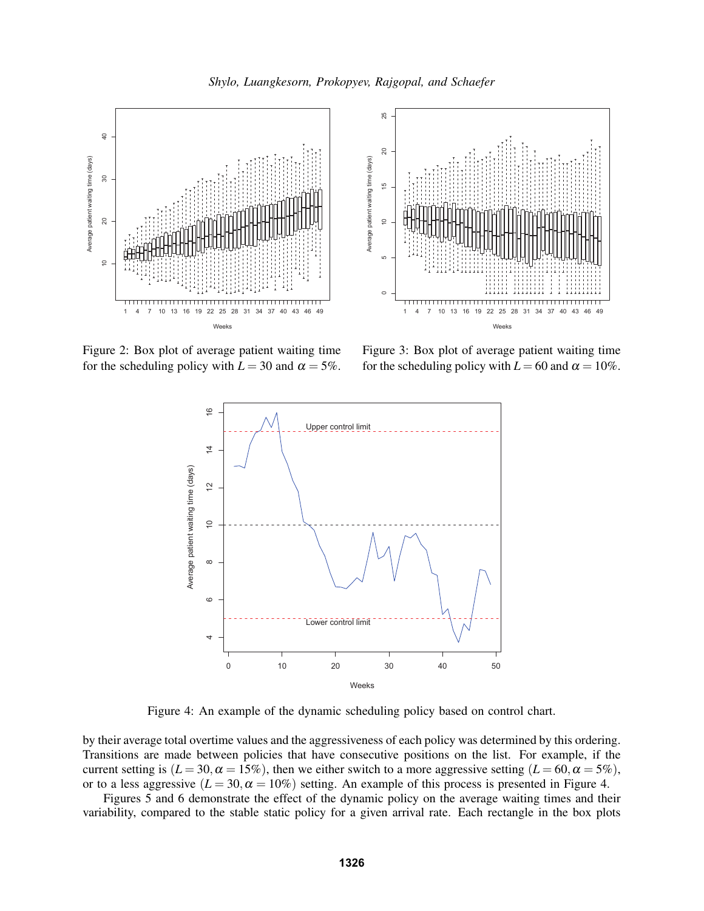Figure 2: Box plot of average patient waiting time for the scheduling policy with $L = 30$ and $\alpha = 5\%$.

Figure 3: Box plot of average patient waiting time for the scheduling policy with $L = 60$ and $\alpha = 10\%$.

Figure 4: An example of the dynamic scheduling policy based on control chart.

by their average total overtime values and the aggressiveness of each policy was determined by this ordering. Transitions are made between policies that have consecutive positions on the list. For example, if the current setting is $(L = 30, \alpha = 15\%)$, then we either switch to a more aggressive setting $(L = 60, \alpha = 5\%)$, or to a less aggressive $(L = 30, \alpha = 10\%)$ setting. An example of this process is presented in Figure 4.

Figures 5 and 6 demonstrate the effect of the dynamic policy on the average waiting times and their variability, compared to the stable static policy for a given arrival rate. Each rectangle in the box plots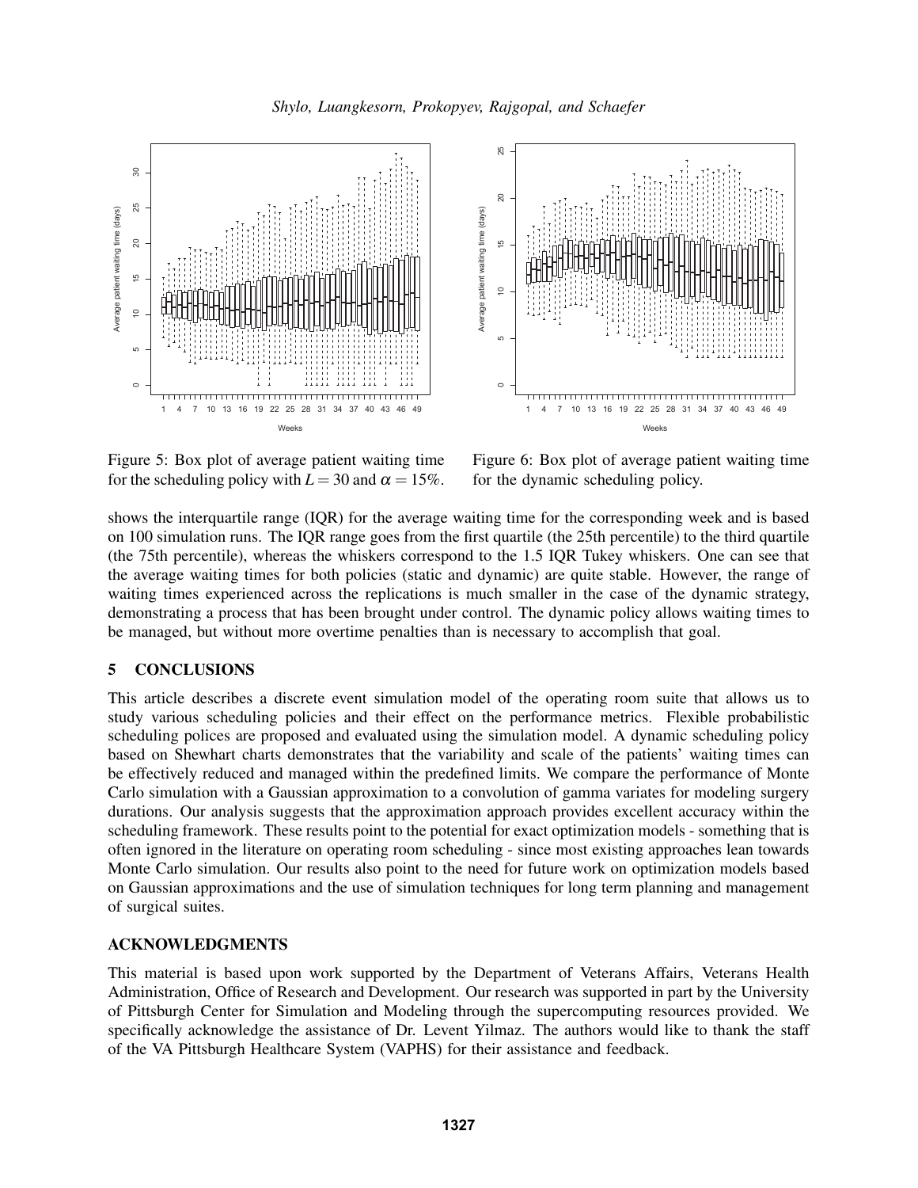Figure 5: Box plot of average patient waiting time for the scheduling policy with $L = 30$ and $\alpha = 15\%$.

Figure 6: Box plot of average patient waiting time for the dynamic scheduling policy.

shows the interquartile range (IQR) for the average waiting time for the corresponding week and is based on 100 simulation runs. The IQR range goes from the first quartile (the 25th percentile) to the third quartile (the 75th percentile), whereas the whiskers correspond to the 1.5 IQR Tukey whiskers. One can see that the average waiting times for both policies (static and dynamic) are quite stable. However, the range of waiting times experienced across the replications is much smaller in the case of the dynamic strategy, demonstrating a process that has been brought under control. The dynamic policy allows waiting times to be managed, but without more overtime penalties than is necessary to accomplish that goal.

## 5 CONCLUSIONS

This article describes a discrete event simulation model of the operating room suite that allows us to study various scheduling policies and their effect on the performance metrics. Flexible probabilistic scheduling polices are proposed and evaluated using the simulation model. A dynamic scheduling policy based on Shewhart charts demonstrates that the variability and scale of the patients' waiting times can be effectively reduced and managed within the predefined limits. We compare the performance of Monte Carlo simulation with a Gaussian approximation to a convolution of gamma variates for modeling surgery durations. Our analysis suggests that the approximation approach provides excellent accuracy within the scheduling framework. These results point to the potential for exact optimization models - something that is often ignored in the literature on operating room scheduling - since most existing approaches lean towards Monte Carlo simulation. Our results also point to the need for future work on optimization models based on Gaussian approximations and the use of simulation techniques for long term planning and management of surgical suites.

## ACKNOWLEDGMENTS

This material is based upon work supported by the Department of Veterans Affairs, Veterans Health Administration, Office of Research and Development. Our research was supported in part by the University of Pittsburgh Center for Simulation and Modeling through the supercomputing resources provided. We specifically acknowledge the assistance of Dr. Levent Yilmaz. The authors would like to thank the staff of the VA Pittsburgh Healthcare System (VAPHS) for their assistance and feedback.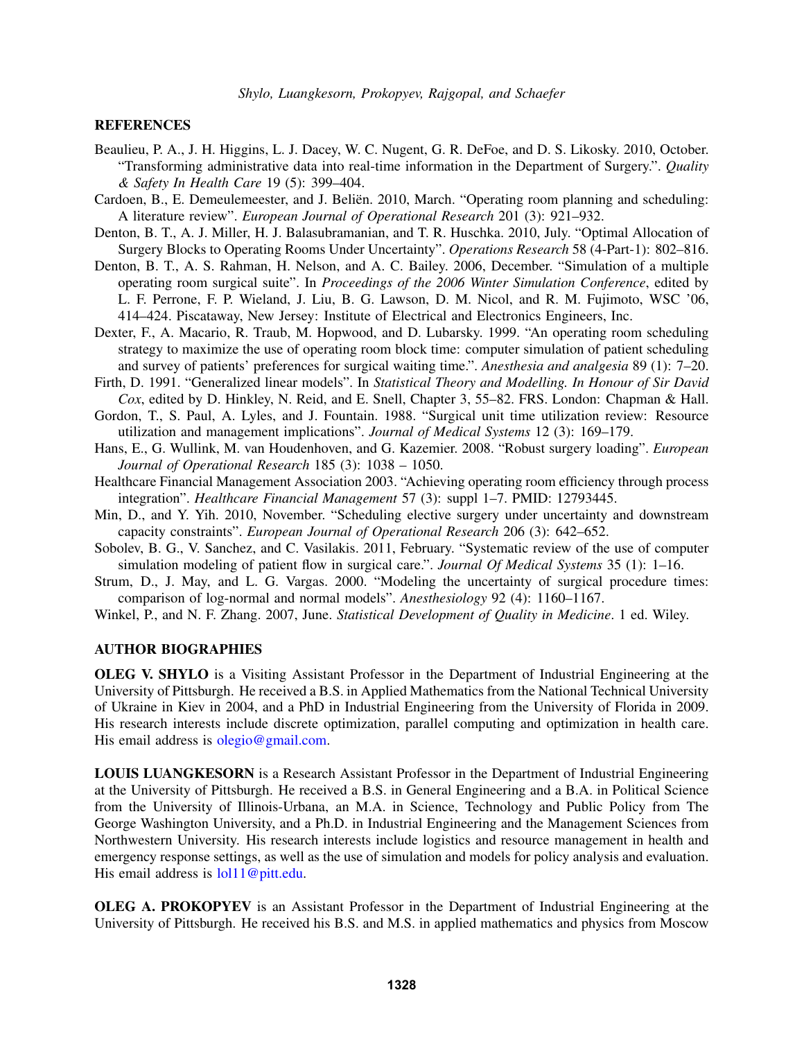## REFERENCES

Beaulieu, P. A., J. H. Higgins, L. J. Dacey, W. C. Nugent, G. R. DeFoe, and D. S. Likosky. 2010, October. "Transforming administrative data into real-time information in the Department of Surgery.". *Quality & Safety In Health Care* 19 (5): 399–404.

Cardoen, B., E. Demeulemeester, and J. Beliën. 2010, March. "Operating room planning and scheduling: A literature review". *European Journal of Operational Research* 201 (3): 921–932.

Denton, B. T., A. J. Miller, H. J. Balasubramanian, and T. R. Huschka. 2010, July. "Optimal Allocation of Surgery Blocks to Operating Rooms Under Uncertainty". *Operations Research* 58 (4-Part-1): 802–816.

Denton, B. T., A. S. Rahman, H. Nelson, and A. C. Bailey. 2006, December. "Simulation of a multiple operating room surgical suite". In *Proceedings of the 2006 Winter Simulation Conference*, edited by L. F. Perrone, F. P. Wieland, J. Liu, B. G. Lawson, D. M. Nicol, and R. M. Fujimoto, WSC '06, 414–424. Piscataway, New Jersey: Institute of Electrical and Electronics Engineers, Inc.

Dexter, F., A. Macario, R. Traub, M. Hopwood, and D. Lubarsky. 1999. "An operating room scheduling strategy to maximize the use of operating room block time: computer simulation of patient scheduling and survey of patients' preferences for surgical waiting time.". *Anesthesia and analgesia* 89 (1): 7–20.

Firth, D. 1991. "Generalized linear models". In *Statistical Theory and Modelling. In Honour of Sir David Cox*, edited by D. Hinkley, N. Reid, and E. Snell, Chapter 3, 55–82. FRS. London: Chapman & Hall.

Gordon, T., S. Paul, A. Lyles, and J. Fountain. 1988. "Surgical unit time utilization review: Resource utilization and management implications". *Journal of Medical Systems* 12 (3): 169–179.

Hans, E., G. Wullink, M. van Houdenhoven, and G. Kazemier. 2008. "Robust surgery loading". *European Journal of Operational Research* 185 (3): 1038 – 1050.

Healthcare Financial Management Association 2003. "Achieving operating room efficiency through process integration". *Healthcare Financial Management* 57 (3): suppl 1–7. PMID: 12793445.

Min, D., and Y. Yih. 2010, November. "Scheduling elective surgery under uncertainty and downstream capacity constraints". *European Journal of Operational Research* 206 (3): 642–652.

Sobolev, B. G., V. Sanchez, and C. Vasilakis. 2011, February. "Systematic review of the use of computer simulation modeling of patient flow in surgical care.". *Journal Of Medical Systems* 35 (1): 1–16.

Strum, D., J. May, and L. G. Vargas. 2000. "Modeling the uncertainty of surgical procedure times: comparison of log-normal and normal models". *Anesthesiology* 92 (4): 1160–1167.

Winkel, P., and N. F. Zhang. 2007, June. *Statistical Development of Quality in Medicine*. 1 ed. Wiley.

## AUTHOR BIOGRAPHIES

**OLEG V. SHYLO** is a Visiting Assistant Professor in the Department of Industrial Engineering at the University of Pittsburgh. He received a B.S. in Applied Mathematics from the National Technical University of Ukraine in Kiev in 2004, and a PhD in Industrial Engineering from the University of Florida in 2009. His research interests include discrete optimization, parallel computing and optimization in health care. His email address is olegio@gmail.com.

**LOUIS LUANGKESORN** is a Research Assistant Professor in the Department of Industrial Engineering at the University of Pittsburgh. He received a B.S. in General Engineering and a B.A. in Political Science from the University of Illinois-Urbana, an M.A. in Science, Technology and Public Policy from The George Washington University, and a Ph.D. in Industrial Engineering and the Management Sciences from Northwestern University. His research interests include logistics and resource management in health and emergency response settings, as well as the use of simulation and models for policy analysis and evaluation. His email address is lol11@pitt.edu.

**OLEG A. PROKOPYEV** is an Assistant Professor in the Department of Industrial Engineering at the University of Pittsburgh. He received his B.S. and M.S. in applied mathematics and physics from Moscow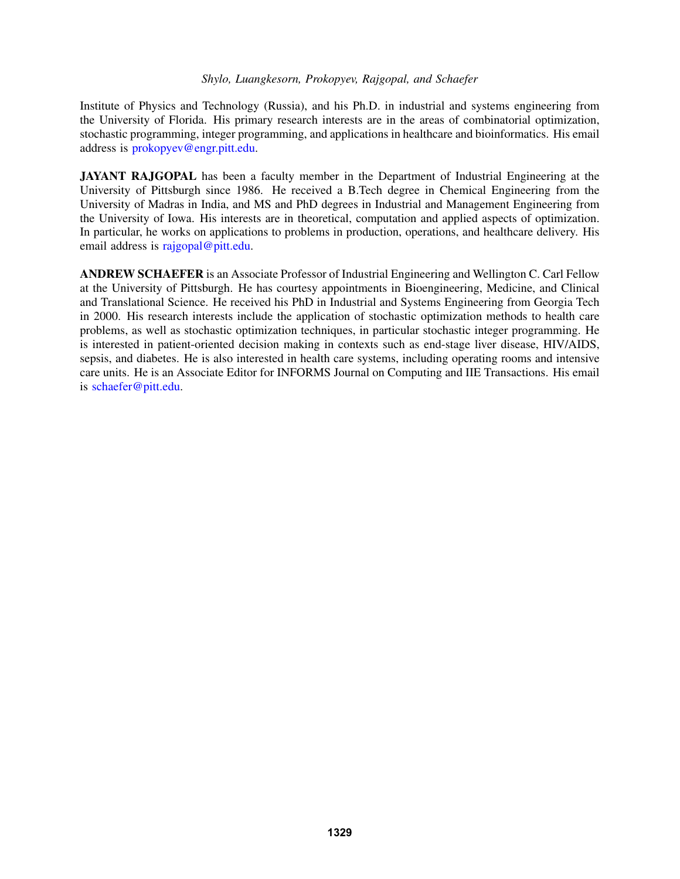Institute of Physics and Technology (Russia), and his Ph.D. in industrial and systems engineering from the University of Florida. His primary research interests are in the areas of combinatorial optimization, stochastic programming, integer programming, and applications in healthcare and bioinformatics. His email address is prokopyev@engr.pitt.edu.

**JAYANT RAJGOPAL** has been a faculty member in the Department of Industrial Engineering at the University of Pittsburgh since 1986. He received a B.Tech degree in Chemical Engineering from the University of Madras in India, and MS and PhD degrees in Industrial and Management Engineering from the University of Iowa. His interests are in theoretical, computation and applied aspects of optimization. In particular, he works on applications to problems in production, operations, and healthcare delivery. His email address is rajgopal@pitt.edu.

**ANDREW SCHAEFER** is an Associate Professor of Industrial Engineering and Wellington C. Carl Fellow at the University of Pittsburgh. He has courtesy appointments in Bioengineering, Medicine, and Clinical and Translational Science. He received his PhD in Industrial and Systems Engineering from Georgia Tech in 2000. His research interests include the application of stochastic optimization methods to health care problems, as well as stochastic optimization techniques, in particular stochastic integer programming. He is interested in patient-oriented decision making in contexts such as end-stage liver disease, HIV/AIDS, sepsis, and diabetes. He is also interested in health care systems, including operating rooms and intensive care units. He is an Associate Editor for INFORMS Journal on Computing and IIE Transactions. His email is schaefer@pitt.edu.